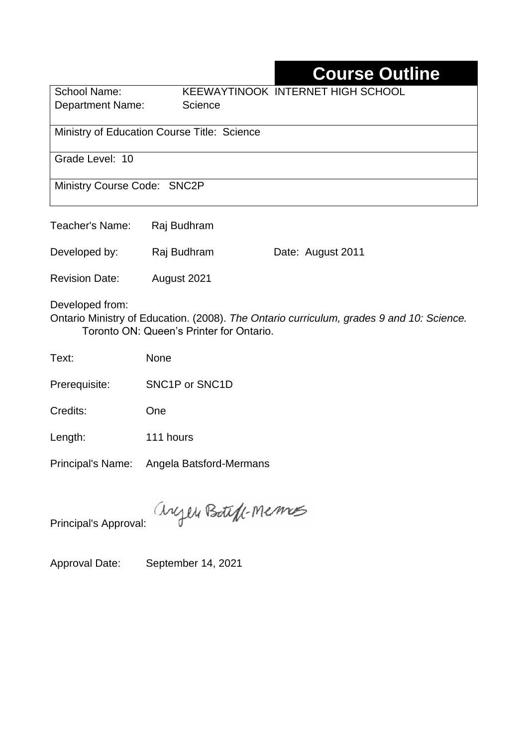# Course Outline

| School Name: | KEEWAYTINOOK INTERNET HIGH SCHOOL |
| --- | --- |
| Department Name: | Science |
| Ministry of Education Course Title: Science | |
| Grade Level: 10 | |
| Ministry Course Code: SNC2P | |

Teacher's Name: Raj Budhram

Developed by: Raj Budhram Date: August 2011

Revision Date: August 2021

Developed from:
Ontario Ministry of Education. (2008). *The Ontario curriculum, grades 9 and 10: Science.* Toronto ON: Queen's Printer for Ontario.

Text: None

Prerequisite: SNC1P or SNC1D

Credits: One

Length: 111 hours

Principal's Name: Angela Batsford-Mermans

Principal's Approval: Angela Batsford-Mermans

Approval Date: September 14, 2021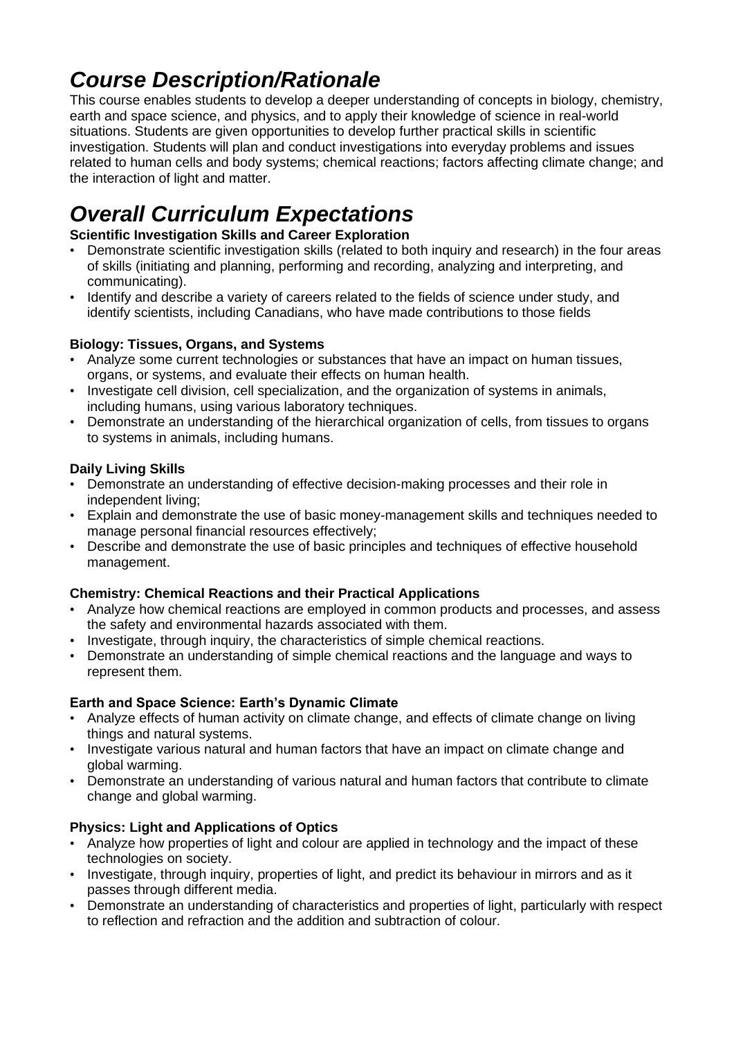# *Course Description/Rationale*

This course enables students to develop a deeper understanding of concepts in biology, chemistry, earth and space science, and physics, and to apply their knowledge of science in real-world situations. Students are given opportunities to develop further practical skills in scientific investigation. Students will plan and conduct investigations into everyday problems and issues related to human cells and body systems; chemical reactions; factors affecting climate change; and the interaction of light and matter.

# *Overall Curriculum Expectations*

**Scientific Investigation Skills and Career Exploration**

- Demonstrate scientific investigation skills (related to both inquiry and research) in the four areas of skills (initiating and planning, performing and recording, analyzing and interpreting, and communicating).
- Identify and describe a variety of careers related to the fields of science under study, and identify scientists, including Canadians, who have made contributions to those fields

**Biology: Tissues, Organs, and Systems**

- Analyze some current technologies or substances that have an impact on human tissues, organs, or systems, and evaluate their effects on human health.
- Investigate cell division, cell specialization, and the organization of systems in animals, including humans, using various laboratory techniques.
- Demonstrate an understanding of the hierarchical organization of cells, from tissues to organs to systems in animals, including humans.

**Daily Living Skills**

- Demonstrate an understanding of effective decision-making processes and their role in independent living;
- Explain and demonstrate the use of basic money-management skills and techniques needed to manage personal financial resources effectively;
- Describe and demonstrate the use of basic principles and techniques of effective household management.

**Chemistry: Chemical Reactions and their Practical Applications**

- Analyze how chemical reactions are employed in common products and processes, and assess the safety and environmental hazards associated with them.
- Investigate, through inquiry, the characteristics of simple chemical reactions.
- Demonstrate an understanding of simple chemical reactions and the language and ways to represent them.

**Earth and Space Science: Earth's Dynamic Climate**

- Analyze effects of human activity on climate change, and effects of climate change on living things and natural systems.
- Investigate various natural and human factors that have an impact on climate change and global warming.
- Demonstrate an understanding of various natural and human factors that contribute to climate change and global warming.

**Physics: Light and Applications of Optics**

- Analyze how properties of light and colour are applied in technology and the impact of these technologies on society.
- Investigate, through inquiry, properties of light, and predict its behaviour in mirrors and as it passes through different media.
- Demonstrate an understanding of characteristics and properties of light, particularly with respect to reflection and refraction and the addition and subtraction of colour.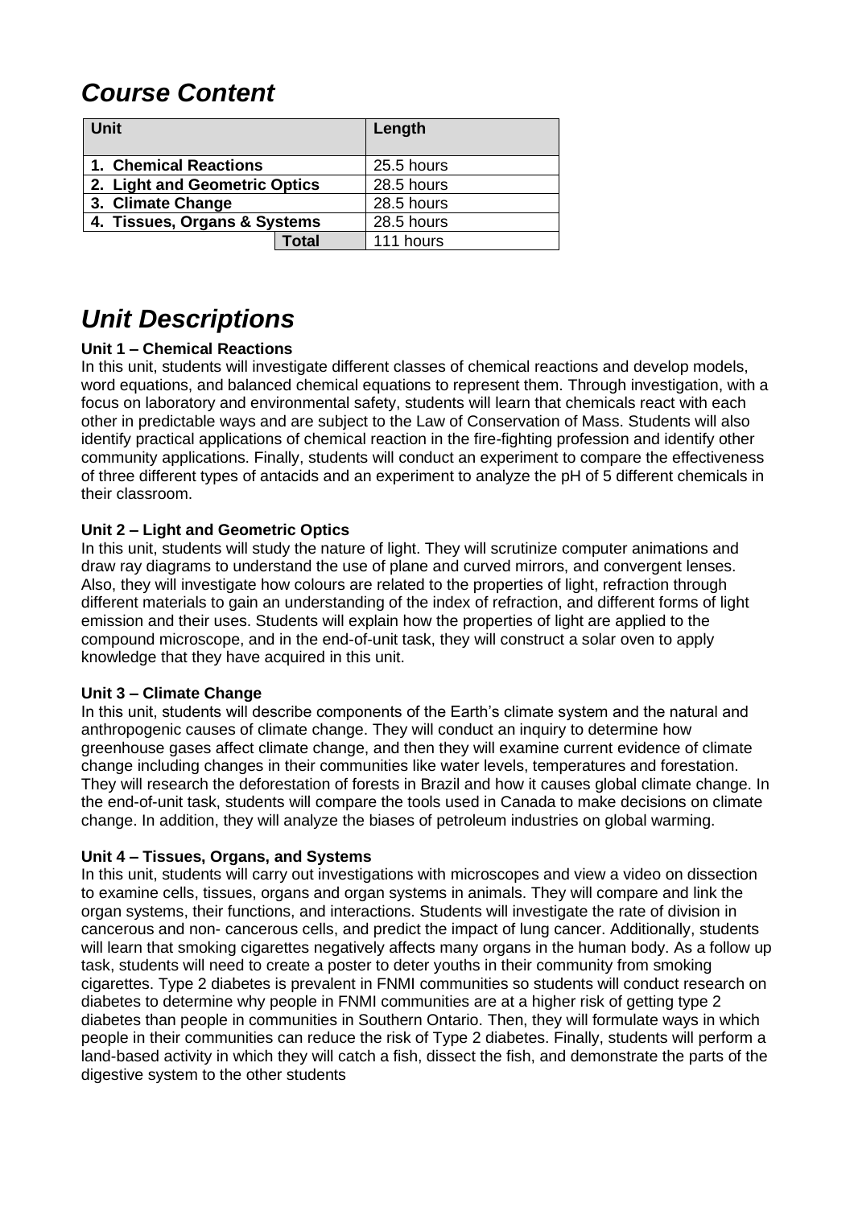## *Course Content*

| Unit | Length |
|---|---|
| **1. Chemical Reactions** | 25.5 hours |
| **2. Light and Geometric Optics** | 28.5 hours |
| **3. Climate Change** | 28.5 hours |
| **4. Tissues, Organs & Systems** | 28.5 hours |
| **Total** | 111 hours |

## *Unit Descriptions*

**Unit 1 – Chemical Reactions**
In this unit, students will investigate different classes of chemical reactions and develop models, word equations, and balanced chemical equations to represent them. Through investigation, with a focus on laboratory and environmental safety, students will learn that chemicals react with each other in predictable ways and are subject to the Law of Conservation of Mass. Students will also identify practical applications of chemical reaction in the fire-fighting profession and identify other community applications. Finally, students will conduct an experiment to compare the effectiveness of three different types of antacids and an experiment to analyze the pH of 5 different chemicals in their classroom.

**Unit 2 – Light and Geometric Optics**
In this unit, students will study the nature of light. They will scrutinize computer animations and draw ray diagrams to understand the use of plane and curved mirrors, and convergent lenses. Also, they will investigate how colours are related to the properties of light, refraction through different materials to gain an understanding of the index of refraction, and different forms of light emission and their uses. Students will explain how the properties of light are applied to the compound microscope, and in the end-of-unit task, they will construct a solar oven to apply knowledge that they have acquired in this unit.

**Unit 3 – Climate Change**
In this unit, students will describe components of the Earth's climate system and the natural and anthropogenic causes of climate change. They will conduct an inquiry to determine how greenhouse gases affect climate change, and then they will examine current evidence of climate change including changes in their communities like water levels, temperatures and forestation. They will research the deforestation of forests in Brazil and how it causes global climate change. In the end-of-unit task, students will compare the tools used in Canada to make decisions on climate change. In addition, they will analyze the biases of petroleum industries on global warming.

**Unit 4 – Tissues, Organs, and Systems**
In this unit, students will carry out investigations with microscopes and view a video on dissection to examine cells, tissues, organs and organ systems in animals. They will compare and link the organ systems, their functions, and interactions. Students will investigate the rate of division in cancerous and non- cancerous cells, and predict the impact of lung cancer. Additionally, students will learn that smoking cigarettes negatively affects many organs in the human body. As a follow up task, students will need to create a poster to deter youths in their community from smoking cigarettes. Type 2 diabetes is prevalent in FNMI communities so students will conduct research on diabetes to determine why people in FNMI communities are at a higher risk of getting type 2 diabetes than people in communities in Southern Ontario. Then, they will formulate ways in which people in their communities can reduce the risk of Type 2 diabetes. Finally, students will perform a land-based activity in which they will catch a fish, dissect the fish, and demonstrate the parts of the digestive system to the other students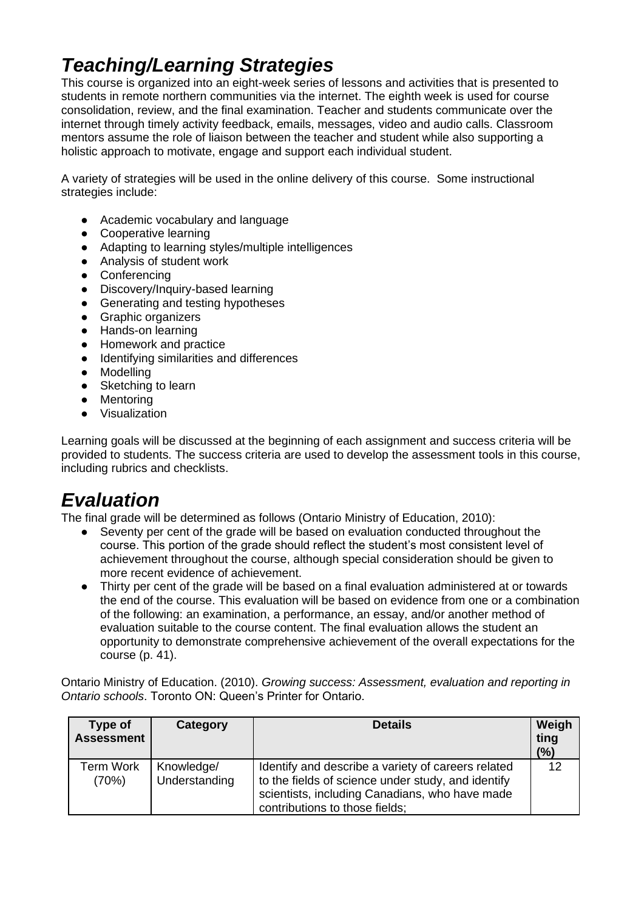# *Teaching/Learning Strategies*

This course is organized into an eight-week series of lessons and activities that is presented to students in remote northern communities via the internet. The eighth week is used for course consolidation, review, and the final examination. Teacher and students communicate over the internet through timely activity feedback, emails, messages, video and audio calls. Classroom mentors assume the role of liaison between the teacher and student while also supporting a holistic approach to motivate, engage and support each individual student.

A variety of strategies will be used in the online delivery of this course. Some instructional strategies include:

- Academic vocabulary and language
- Cooperative learning
- Adapting to learning styles/multiple intelligences
- Analysis of student work
- Conferencing
- Discovery/Inquiry-based learning
- Generating and testing hypotheses
- Graphic organizers
- Hands-on learning
- Homework and practice
- Identifying similarities and differences
- Modelling
- Sketching to learn
- Mentoring
- Visualization

Learning goals will be discussed at the beginning of each assignment and success criteria will be provided to students. The success criteria are used to develop the assessment tools in this course, including rubrics and checklists.

# *Evaluation*

The final grade will be determined as follows (Ontario Ministry of Education, 2010):

- Seventy per cent of the grade will be based on evaluation conducted throughout the course. This portion of the grade should reflect the student's most consistent level of achievement throughout the course, although special consideration should be given to more recent evidence of achievement.
- Thirty per cent of the grade will be based on a final evaluation administered at or towards the end of the course. This evaluation will be based on evidence from one or a combination of the following: an examination, a performance, an essay, and/or another method of evaluation suitable to the course content. The final evaluation allows the student an opportunity to demonstrate comprehensive achievement of the overall expectations for the course (p. 41).

Ontario Ministry of Education. (2010). *Growing success: Assessment, evaluation and reporting in Ontario schools*. Toronto ON: Queen's Printer for Ontario.

| Type of Assessment | Category | Details | Weighting (%) |
|---|---|---|---|
| Term Work (70%) | Knowledge/ Understanding | Identify and describe a variety of careers related to the fields of science under study, and identify scientists, including Canadians, who have made contributions to those fields; | 12 |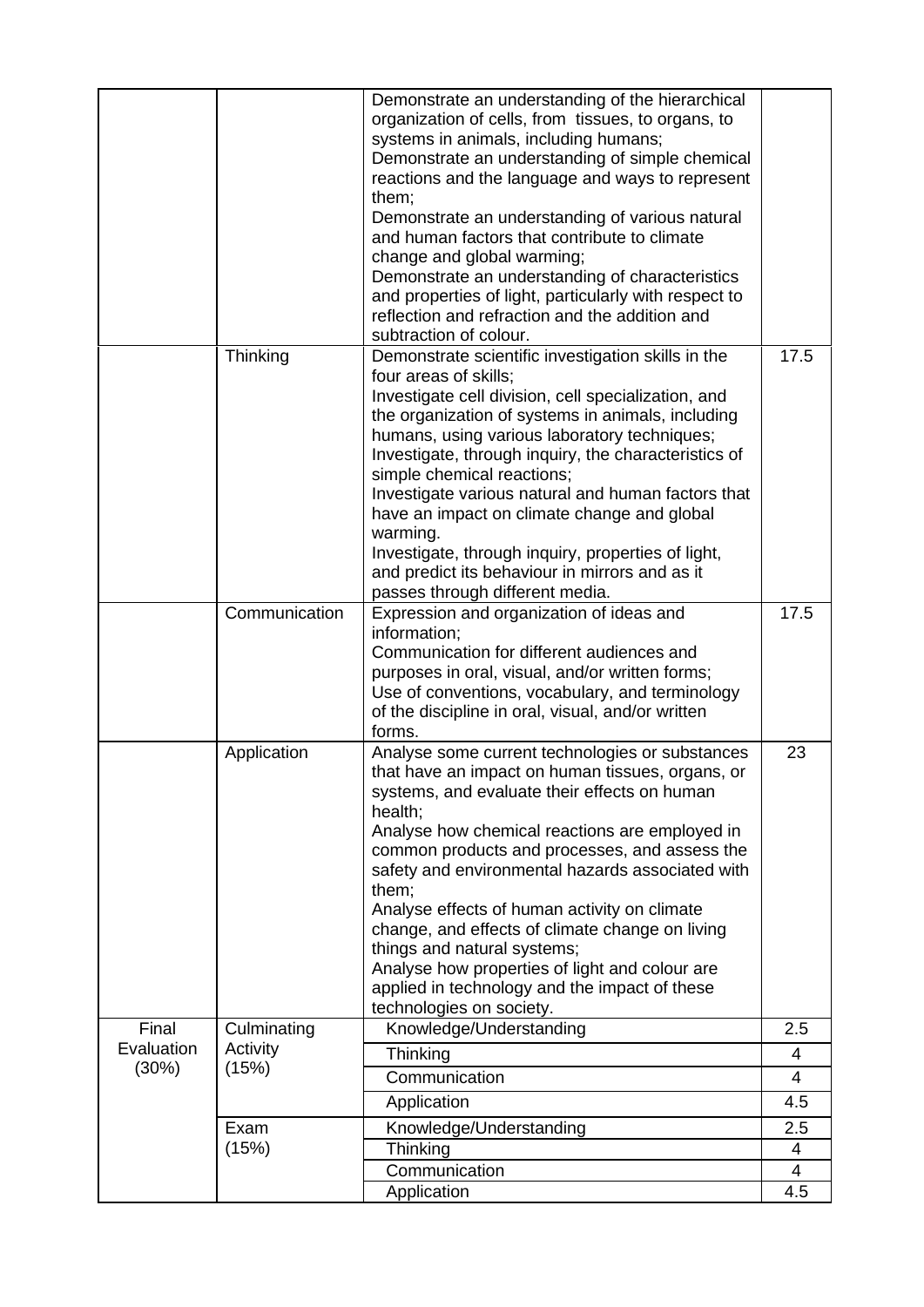| | | | |
|---|---|---|---|
| | | Demonstrate an understanding of the hierarchical organization of cells, from tissues, to organs, to systems in animals, including humans;<br>Demonstrate an understanding of simple chemical reactions and the language and ways to represent them;<br>Demonstrate an understanding of various natural and human factors that contribute to climate change and global warming;<br>Demonstrate an understanding of characteristics and properties of light, particularly with respect to reflection and refraction and the addition and subtraction of colour. | |
| | Thinking | Demonstrate scientific investigation skills in the four areas of skills;<br>Investigate cell division, cell specialization, and the organization of systems in animals, including humans, using various laboratory techniques;<br>Investigate, through inquiry, the characteristics of simple chemical reactions;<br>Investigate various natural and human factors that have an impact on climate change and global warming.<br>Investigate, through inquiry, properties of light, and predict its behaviour in mirrors and as it passes through different media. | 17.5 |
| | Communication | Expression and organization of ideas and information;<br>Communication for different audiences and purposes in oral, visual, and/or written forms;<br>Use of conventions, vocabulary, and terminology of the discipline in oral, visual, and/or written forms. | 17.5 |
| | Application | Analyse some current technologies or substances that have an impact on human tissues, organs, or systems, and evaluate their effects on human health;<br>Analyse how chemical reactions are employed in common products and processes, and assess the safety and environmental hazards associated with them;<br>Analyse effects of human activity on climate change, and effects of climate change on living things and natural systems;<br>Analyse how properties of light and colour are applied in technology and the impact of these technologies on society. | 23 |
| Final Evaluation (30%) | Culminating Activity (15%) | Knowledge/Understanding | 2.5 |
| | | Thinking | 4 |
| | | Communication | 4 |
| | | Application | 4.5 |
| | Exam (15%) | Knowledge/Understanding | 2.5 |
| | | Thinking | 4 |
| | | Communication | 4 |
| | | Application | 4.5 |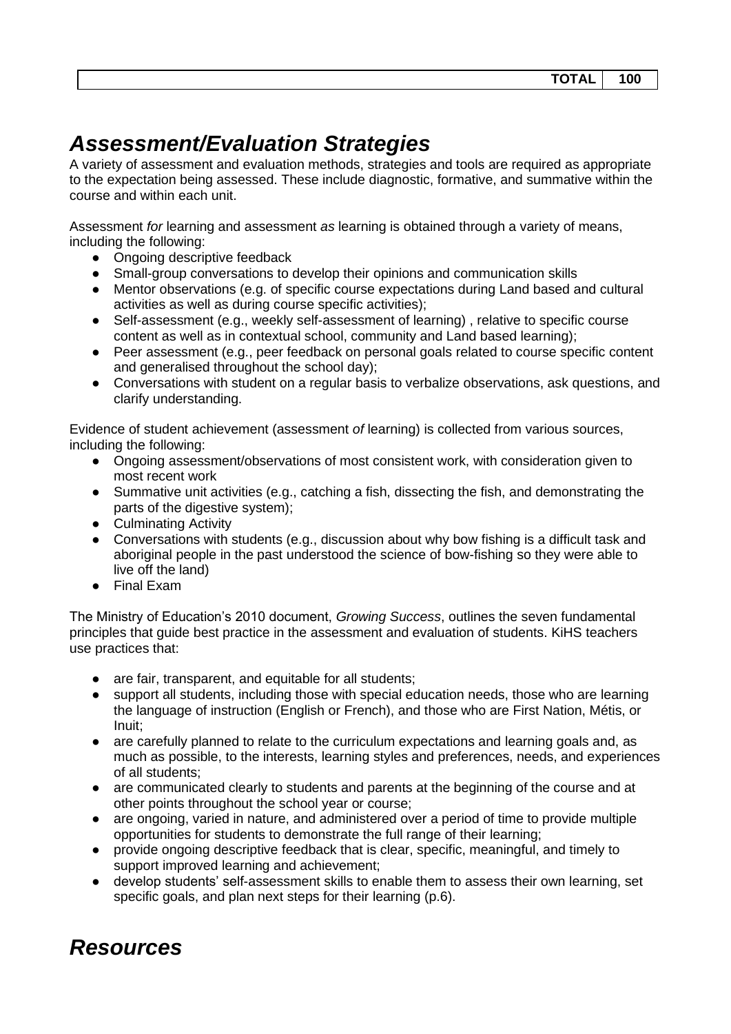| | TOTAL | 100 |
|---|---|---|

## *Assessment/Evaluation Strategies*

A variety of assessment and evaluation methods, strategies and tools are required as appropriate to the expectation being assessed. These include diagnostic, formative, and summative within the course and within each unit.

Assessment *for* learning and assessment *as* learning is obtained through a variety of means, including the following:

- Ongoing descriptive feedback
- Small-group conversations to develop their opinions and communication skills
- Mentor observations (e.g. of specific course expectations during Land based and cultural activities as well as during course specific activities);
- Self-assessment (e.g., weekly self-assessment of learning) , relative to specific course content as well as in contextual school, community and Land based learning);
- Peer assessment (e.g., peer feedback on personal goals related to course specific content and generalised throughout the school day);
- Conversations with student on a regular basis to verbalize observations, ask questions, and clarify understanding.

Evidence of student achievement (assessment *of* learning) is collected from various sources, including the following:

- Ongoing assessment/observations of most consistent work, with consideration given to most recent work
- Summative unit activities (e.g., catching a fish, dissecting the fish, and demonstrating the parts of the digestive system);
- Culminating Activity
- Conversations with students (e.g., discussion about why bow fishing is a difficult task and aboriginal people in the past understood the science of bow-fishing so they were able to live off the land)
- Final Exam

The Ministry of Education's 2010 document, *Growing Success*, outlines the seven fundamental principles that guide best practice in the assessment and evaluation of students. KiHS teachers use practices that:

- are fair, transparent, and equitable for all students;
- support all students, including those with special education needs, those who are learning the language of instruction (English or French), and those who are First Nation, Métis, or Inuit;
- are carefully planned to relate to the curriculum expectations and learning goals and, as much as possible, to the interests, learning styles and preferences, needs, and experiences of all students;
- are communicated clearly to students and parents at the beginning of the course and at other points throughout the school year or course;
- are ongoing, varied in nature, and administered over a period of time to provide multiple opportunities for students to demonstrate the full range of their learning;
- provide ongoing descriptive feedback that is clear, specific, meaningful, and timely to support improved learning and achievement;
- develop students' self-assessment skills to enable them to assess their own learning, set specific goals, and plan next steps for their learning (p.6).

## *Resources*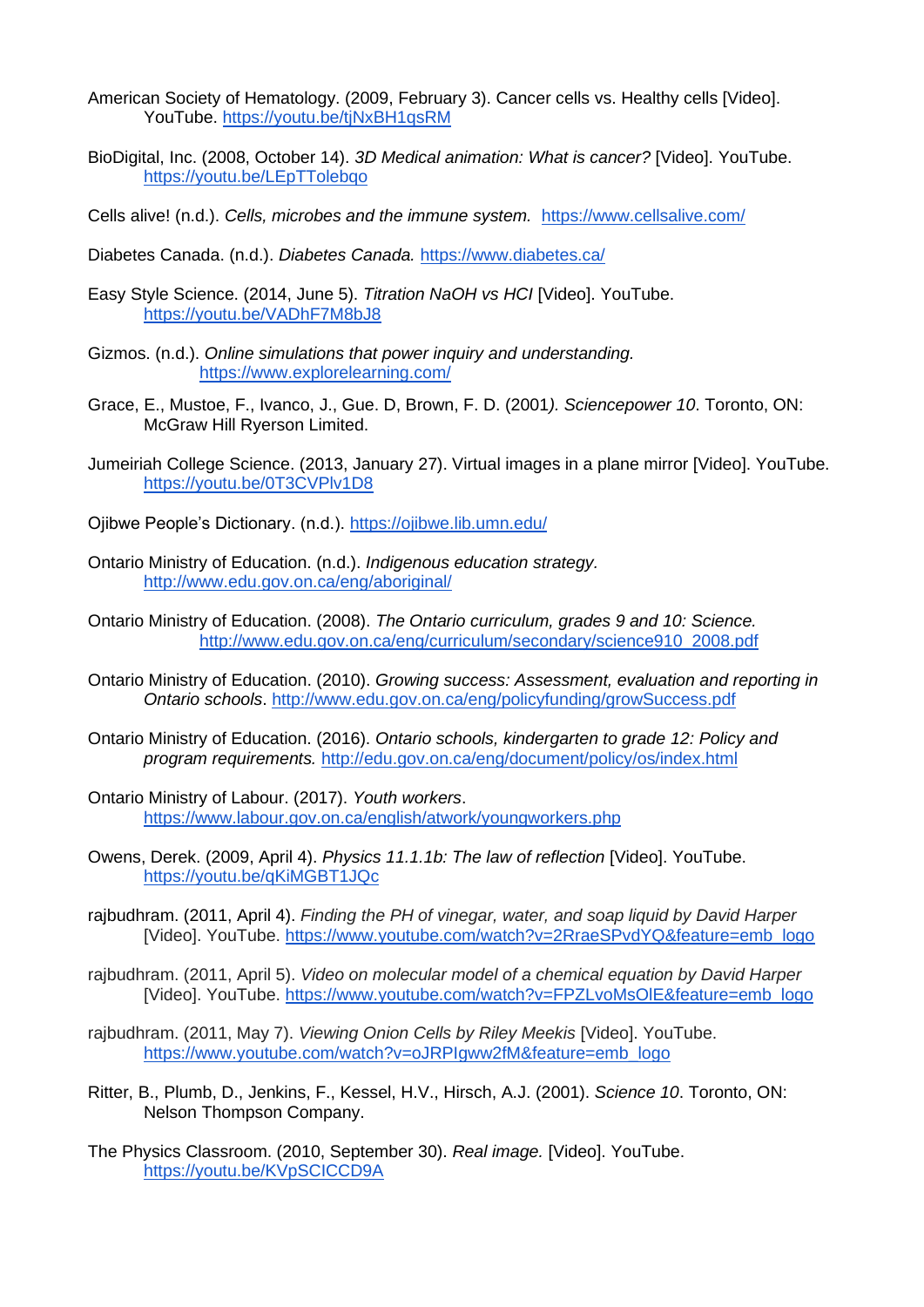American Society of Hematology. (2009, February 3). Cancer cells vs. Healthy cells [Video]. YouTube. https://youtu.be/tjNxBH1qsRM

BioDigital, Inc. (2008, October 14). *3D Medical animation: What is cancer?* [Video]. YouTube. https://youtu.be/LEpTTolebqo

Cells alive! (n.d.). *Cells, microbes and the immune system.* https://www.cellsalive.com/

Diabetes Canada. (n.d.). *Diabetes Canada.* https://www.diabetes.ca/

Easy Style Science. (2014, June 5). *Titration NaOH vs HCl* [Video]. YouTube. https://youtu.be/VADhF7M8bJ8

Gizmos. (n.d.). *Online simulations that power inquiry and understanding.* https://www.explorelearning.com/

Grace, E., Mustoe, F., Ivanco, J., Gue. D, Brown, F. D. (2001*). Sciencepower 10*. Toronto, ON: McGraw Hill Ryerson Limited.

Jumeiriah College Science. (2013, January 27). Virtual images in a plane mirror [Video]. YouTube. https://youtu.be/0T3CVPlv1D8

Ojibwe People's Dictionary. (n.d.). https://ojibwe.lib.umn.edu/

Ontario Ministry of Education. (n.d.). *Indigenous education strategy.* http://www.edu.gov.on.ca/eng/aboriginal/

Ontario Ministry of Education. (2008). *The Ontario curriculum, grades 9 and 10: Science.* http://www.edu.gov.on.ca/eng/curriculum/secondary/science910_2008.pdf

Ontario Ministry of Education. (2010). *Growing success: Assessment, evaluation and reporting in Ontario schools*. http://www.edu.gov.on.ca/eng/policyfunding/growSuccess.pdf

Ontario Ministry of Education. (2016). *Ontario schools, kindergarten to grade 12: Policy and program requirements.* http://edu.gov.on.ca/eng/document/policy/os/index.html

Ontario Ministry of Labour. (2017). *Youth workers*. https://www.labour.gov.on.ca/english/atwork/youngworkers.php

Owens, Derek. (2009, April 4). *Physics 11.1.1b: The law of reflection* [Video]. YouTube. https://youtu.be/qKiMGBT1JQc

rajbudhram. (2011, April 4). *Finding the PH of vinegar, water, and soap liquid by David Harper* [Video]. YouTube. https://www.youtube.com/watch?v=2RraeSPvdYQ&feature=emb_logo

rajbudhram. (2011, April 5). *Video on molecular model of a chemical equation by David Harper* [Video]. YouTube. https://www.youtube.com/watch?v=FPZLvoMsOlE&feature=emb_logo

rajbudhram. (2011, May 7). *Viewing Onion Cells by Riley Meekis* [Video]. YouTube. https://www.youtube.com/watch?v=oJRPIgww2fM&feature=emb_logo

Ritter, B., Plumb, D., Jenkins, F., Kessel, H.V., Hirsch, A.J. (2001). *Science 10*. Toronto, ON: Nelson Thompson Company.

The Physics Classroom. (2010, September 30). *Real image.* [Video]. YouTube. https://youtu.be/KVpSCICCD9A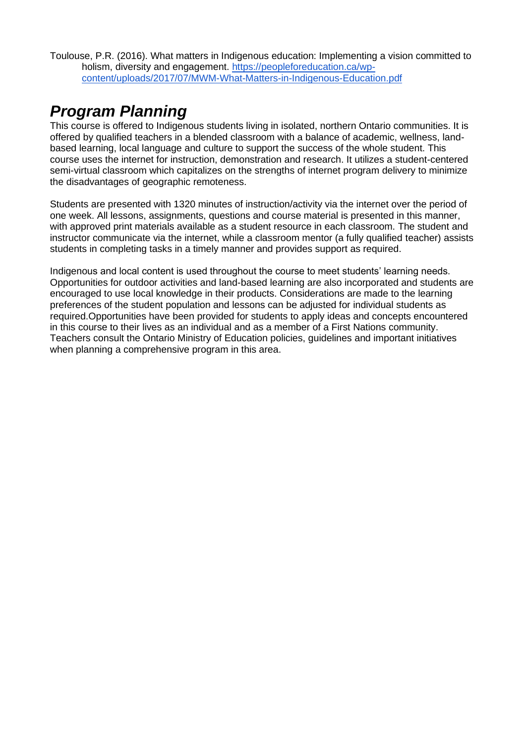Toulouse, P.R. (2016). What matters in Indigenous education: Implementing a vision committed to holism, diversity and engagement. [https://peopleforeducation.ca/wp-content/uploads/2017/07/MWM-What-Matters-in-Indigenous-Education.pdf](https://peopleforeducation.ca/wp-content/uploads/2017/07/MWM-What-Matters-in-Indigenous-Education.pdf)

## *Program Planning*

This course is offered to Indigenous students living in isolated, northern Ontario communities. It is offered by qualified teachers in a blended classroom with a balance of academic, wellness, land-based learning, local language and culture to support the success of the whole student. This course uses the internet for instruction, demonstration and research. It utilizes a student-centered semi-virtual classroom which capitalizes on the strengths of internet program delivery to minimize the disadvantages of geographic remoteness.

Students are presented with 1320 minutes of instruction/activity via the internet over the period of one week. All lessons, assignments, questions and course material is presented in this manner, with approved print materials available as a student resource in each classroom. The student and instructor communicate via the internet, while a classroom mentor (a fully qualified teacher) assists students in completing tasks in a timely manner and provides support as required.

Indigenous and local content is used throughout the course to meet students' learning needs. Opportunities for outdoor activities and land-based learning are also incorporated and students are encouraged to use local knowledge in their products. Considerations are made to the learning preferences of the student population and lessons can be adjusted for individual students as required.Opportunities have been provided for students to apply ideas and concepts encountered in this course to their lives as an individual and as a member of a First Nations community. Teachers consult the Ontario Ministry of Education policies, guidelines and important initiatives when planning a comprehensive program in this area.